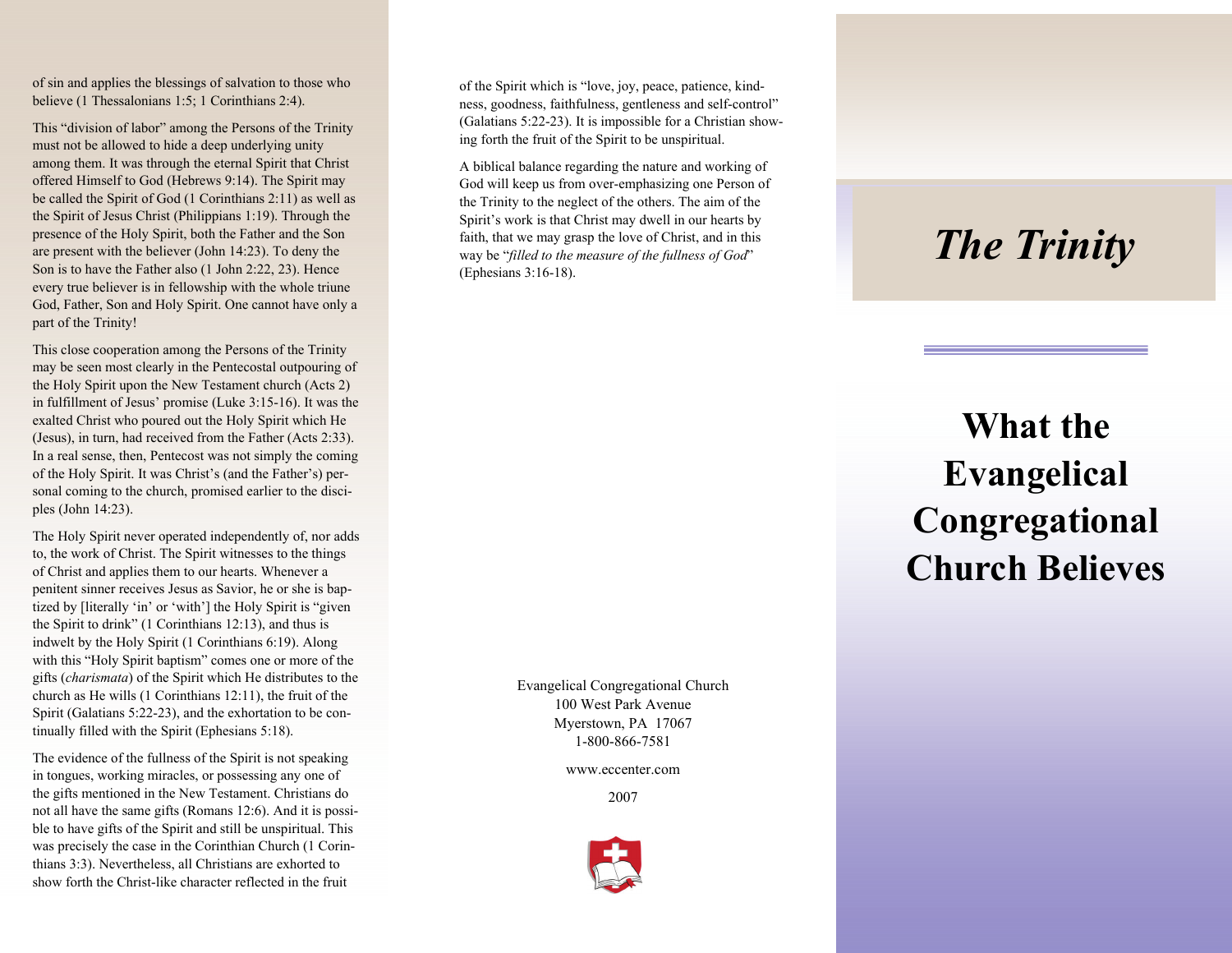of sin and applies the blessings of salvation to those who believe (1 Thessalonians 1:5; 1 Corinthians 2:4).

This "division of labor" among the Persons of the Trinity must not be allowed to hide a deep underlying unity among them. It was through the eternal Spirit that Christ offered Himself to God (Hebrews 9:14). The Spirit may be called the Spirit of God (1 Corinthians 2:11) as well as the Spirit of Jesus Christ (Philippians 1:19). Through the presence of the Holy Spirit, both the Father and the Son are present with the believer (John 14:23). To deny the Son is to have the Father also (1 John 2:22, 23). Hence every true believer is in fellowship with the whole triune God, Father, Son and Holy Spirit. One cannot have only a part of the Trinity!

This close cooperation among the Persons of the Trinity may be seen most clearly in the Pentecostal outpouring of the Holy Spirit upon the New Testament church (Acts 2) in fulfillment of Jesus' promise (Luke 3:15-16). It was the exalted Christ who poured out the Holy Spirit which He (Jesus), in turn, had received from the Father (Acts 2:33). In a real sense, then, Pentecost was not simply the coming of the Holy Spirit. It was Christ's (and the Father's) personal coming to the church, promised earlier to the disciples (John 14:23).

The Holy Spirit never operated independently of, nor adds to, the work of Christ. The Spirit witnesses to the things of Christ and applies them to our hearts. Whenever a penitent sinner receives Jesus as Savior, he or she is baptized by [literally 'in' or 'with'] the Holy Spirit is "given the Spirit to drink" (1 Corinthians 12:13), and thus is indwelt by the Holy Spirit (1 Corinthians 6:19). Along with this "Holy Spirit baptism" comes one or more of the gifts (*charismata*) of the Spirit which He distributes to the church as He wills (1 Corinthians 12:11), the fruit of the Spirit (Galatians 5:22-23), and the exhortation to be continually filled with the Spirit (Ephesians 5:18).

The evidence of the fullness of the Spirit is not speaking in tongues, working miracles, or possessing any one of the gifts mentioned in the New Testament. Christians do not all have the same gifts (Romans 12:6). And it is possible to have gifts of the Spirit and still be unspiritual. This was precisely the case in the Corinthian Church (1 Corinthians 3:3). Nevertheless, all Christians are exhorted to show forth the Christ-like character reflected in the fruit of the Spirit which is "love, joy, peace, patience, kindness, goodness, faithfulness, gentleness and self-control" (Galatians 5:22-23). It is impossible for a Christian showing forth the fruit of the Spirit to be unspiritual.

A biblical balance regarding the nature and working of God will keep us from over-emphasizing one Person of the Trinity to the neglect of the others. The aim of the Spirit's work is that Christ may dwell in our hearts by faith, that we may grasp the love of Christ, and in this way be "*filled to the measure of the fullness of God*" (Ephesians 3:16-18).

Evangelical Congregational Church
100 West Park Avenue
Myerstown, PA 17067
1-800-866-7581

www.eccenter.com

2007

# *The Trinity*

## What the Evangelical Congregational Church Believes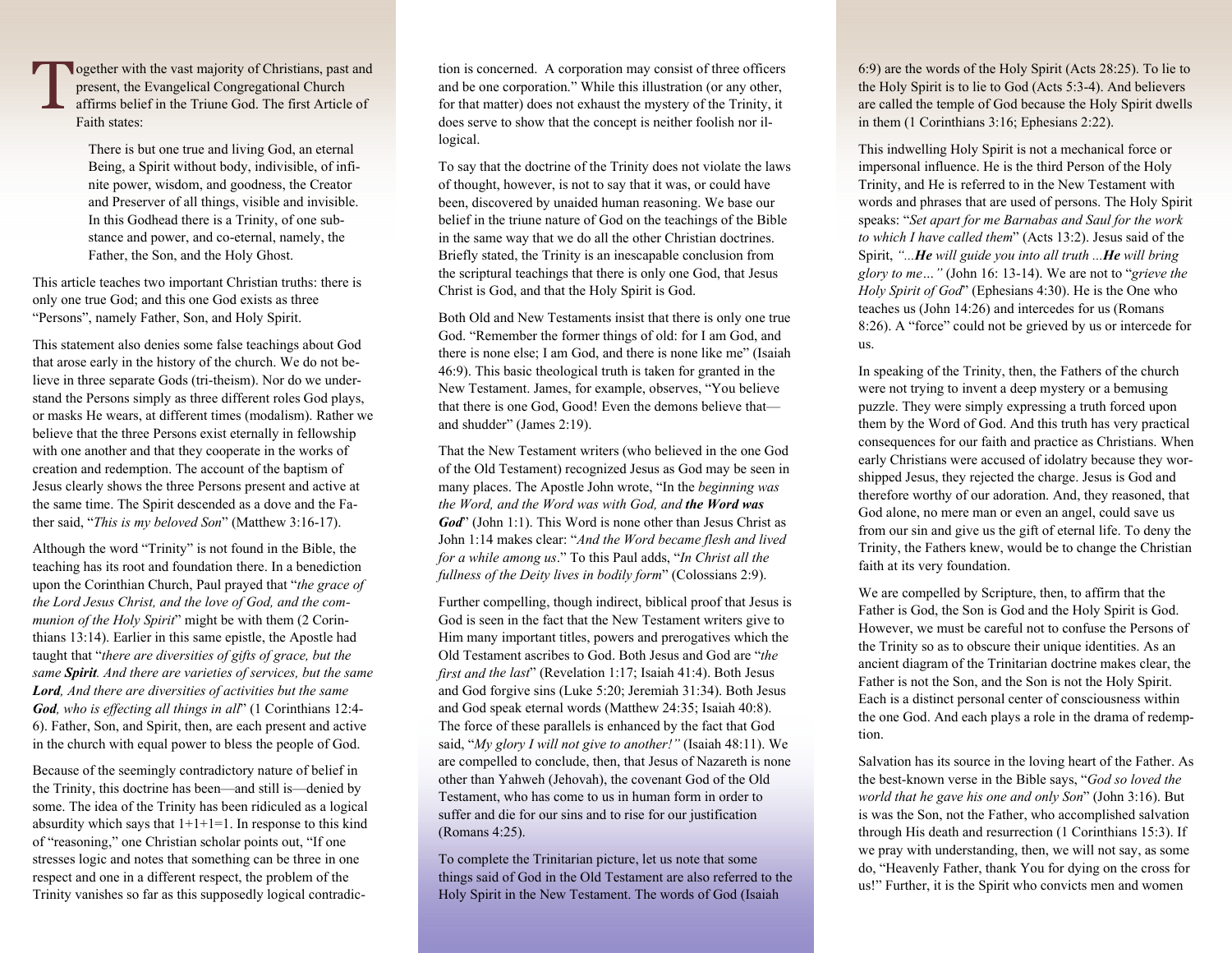Together with the vast majority of Christians, past and present, the Evangelical Congregational Church affirms belief in the Triune God. The first Article of Faith states:

> There is but one true and living God, an eternal Being, a Spirit without body, indivisible, of infinite power, wisdom, and goodness, the Creator and Preserver of all things, visible and invisible. In this Godhead there is a Trinity, of one substance and power, and co-eternal, namely, the Father, the Son, and the Holy Ghost.

This article teaches two important Christian truths: there is only one true God; and this one God exists as three "Persons", namely Father, Son, and Holy Spirit.

This statement also denies some false teachings about God that arose early in the history of the church. We do not believe in three separate Gods (tri-theism). Nor do we understand the Persons simply as three different roles God plays, or masks He wears, at different times (modalism). Rather we believe that the three Persons exist eternally in fellowship with one another and that they cooperate in the works of creation and redemption. The account of the baptism of Jesus clearly shows the three Persons present and active at the same time. The Spirit descended as a dove and the Father said, "*This is my beloved Son*" (Matthew 3:16-17).

Although the word "Trinity" is not found in the Bible, the teaching has its root and foundation there. In a benediction upon the Corinthian Church, Paul prayed that "*the grace of the Lord Jesus Christ, and the love of God, and the communion of the Holy Spirit*" might be with them (2 Corinthians 13:14). Earlier in this same epistle, the Apostle had taught that "*there are diversities of gifts of grace, but the same* ***Spirit****. And there are varieties of services, but the same* ***Lord****, And there are diversities of activities but the same* ***God****, who is effecting all things in all*" (1 Corinthians 12:4-6). Father, Son, and Spirit, then, are each present and active in the church with equal power to bless the people of God.

Because of the seemingly contradictory nature of belief in the Trinity, this doctrine has been—and still is—denied by some. The idea of the Trinity has been ridiculed as a logical absurdity which says that 1+1+1=1. In response to this kind of "reasoning," one Christian scholar points out, "If one stresses logic and notes that something can be three in one respect and one in a different respect, the problem of the Trinity vanishes so far as this supposedly logical contradiction is concerned. A corporation may consist of three officers and be one corporation." While this illustration (or any other, for that matter) does not exhaust the mystery of the Trinity, it does serve to show that the concept is neither foolish nor illogical.

To say that the doctrine of the Trinity does not violate the laws of thought, however, is not to say that it was, or could have been, discovered by unaided human reasoning. We base our belief in the triune nature of God on the teachings of the Bible in the same way that we do all the other Christian doctrines. Briefly stated, the Trinity is an inescapable conclusion from the scriptural teachings that there is only one God, that Jesus Christ is God, and that the Holy Spirit is God.

Both Old and New Testaments insist that there is only one true God. "Remember the former things of old: for I am God, and there is none else; I am God, and there is none like me" (Isaiah 46:9). This basic theological truth is taken for granted in the New Testament. James, for example, observes, "You believe that there is one God, Good! Even the demons believe that—and shudder" (James 2:19).

That the New Testament writers (who believed in the one God of the Old Testament) recognized Jesus as God may be seen in many places. The Apostle John wrote, "In the *beginning was the Word, and the Word was with God, and* ***the Word was God***" (John 1:1). This Word is none other than Jesus Christ as John 1:14 makes clear: "*And the Word became flesh and lived for a while among us*." To this Paul adds, "*In Christ all the fullness of the Deity lives in bodily form*" (Colossians 2:9).

Further compelling, though indirect, biblical proof that Jesus is God is seen in the fact that the New Testament writers give to Him many important titles, powers and prerogatives which the Old Testament ascribes to God. Both Jesus and God are "*the first and the last*" (Revelation 1:17; Isaiah 41:4). Both Jesus and God forgive sins (Luke 5:20; Jeremiah 31:34). Both Jesus and God speak eternal words (Matthew 24:35; Isaiah 40:8). The force of these parallels is enhanced by the fact that God said, "*My glory I will not give to another!"* (Isaiah 48:11). We are compelled to conclude, then, that Jesus of Nazareth is none other than Yahweh (Jehovah), the covenant God of the Old Testament, who has come to us in human form in order to suffer and die for our sins and to rise for our justification (Romans 4:25).

To complete the Trinitarian picture, let us note that some things said of God in the Old Testament are also referred to the Holy Spirit in the New Testament. The words of God (Isaiah 6:9) are the words of the Holy Spirit (Acts 28:25). To lie to the Holy Spirit is to lie to God (Acts 5:3-4). And believers are called the temple of God because the Holy Spirit dwells in them (1 Corinthians 3:16; Ephesians 2:22).

This indwelling Holy Spirit is not a mechanical force or impersonal influence. He is the third Person of the Holy Trinity, and He is referred to in the New Testament with words and phrases that are used of persons. The Holy Spirit speaks: "*Set apart for me Barnabas and Saul for the work to which I have called them*" (Acts 13:2). Jesus said of the Spirit, *"...****He*** *will guide you into all truth ...****He*** *will bring glory to me…"* (John 16: 13-14). We are not to "*grieve the Holy Spirit of God*" (Ephesians 4:30). He is the One who teaches us (John 14:26) and intercedes for us (Romans 8:26). A "force" could not be grieved by us or intercede for us.

In speaking of the Trinity, then, the Fathers of the church were not trying to invent a deep mystery or a bemusing puzzle. They were simply expressing a truth forced upon them by the Word of God. And this truth has very practical consequences for our faith and practice as Christians. When early Christians were accused of idolatry because they worshipped Jesus, they rejected the charge. Jesus is God and therefore worthy of our adoration. And, they reasoned, that God alone, no mere man or even an angel, could save us from our sin and give us the gift of eternal life. To deny the Trinity, the Fathers knew, would be to change the Christian faith at its very foundation.

We are compelled by Scripture, then, to affirm that the Father is God, the Son is God and the Holy Spirit is God. However, we must be careful not to confuse the Persons of the Trinity so as to obscure their unique identities. As an ancient diagram of the Trinitarian doctrine makes clear, the Father is not the Son, and the Son is not the Holy Spirit. Each is a distinct personal center of consciousness within the one God. And each plays a role in the drama of redemption.

Salvation has its source in the loving heart of the Father. As the best-known verse in the Bible says, "*God so loved the world that he gave his one and only Son*" (John 3:16). But is was the Son, not the Father, who accomplished salvation through His death and resurrection (1 Corinthians 15:3). If we pray with understanding, then, we will not say, as some do, "Heavenly Father, thank You for dying on the cross for us!" Further, it is the Spirit who convicts men and women